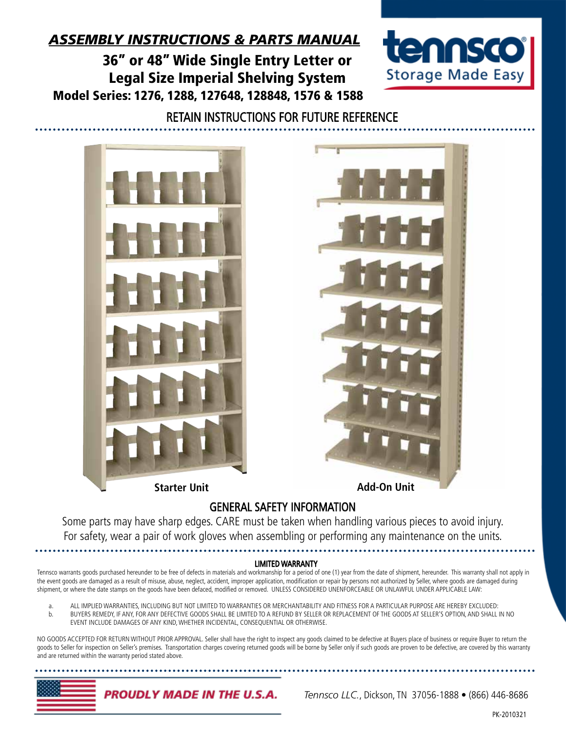# *ASSEMBLY INSTRUCTIONS & PARTS MANUAL*

## 36" or 48" Wide Single Entry Letter or Legal Size Imperial Shelving System

## Model Series: 1276, 1288, 127648, 128848, 1576 & 1588

tennsco® Storage Made Easy

RETAIN INSTRUCTIONS FOR FUTURE REFERENCE

**Starter Unit** **Add-On Unit**

## GENERAL SAFETY INFORMATION

Some parts may have sharp edges. CARE must be taken when handling various pieces to avoid injury. For safety, wear a pair of work gloves when assembling or performing any maintenance on the units.

### LIMITED WARRANTY

Tennsco warrants goods purchased hereunder to be free of defects in materials and workmanship for a period of one (1) year from the date of shipment, hereunder. This warranty shall not apply in the event goods are damaged as a result of misuse, abuse, neglect, accident, improper application, modification or repair by persons not authorized by Seller, where goods are damaged during shipment, or where the date stamps on the goods have been defaced, modified or removed. UNLESS CONSIDERED UNENFORCEABLE OR UNLAWFUL UNDER APPLICABLE LAW:

a. ALL IMPLIED WARRANTIES, INCLUDING BUT NOT LIMITED TO WARRANTIES OR MERCHANTABILITY AND FITNESS FOR A PARTICULAR PURPOSE ARE HEREBY EXCLUDED:
b. BUYERS REMEDY, IF ANY, FOR ANY DEFECTIVE GOODS SHALL BE LIMITED TO A REFUND BY SELLER OR REPLACEMENT OF THE GOODS AT SELLER'S OPTION, AND SHALL IN NO EVENT INCLUDE DAMAGES OF ANY KIND, WHETHER INCIDENTAL, CONSEQUENTIAL OR OTHERWISE.

NO GOODS ACCEPTED FOR RETURN WITHOUT PRIOR APPROVAL. Seller shall have the right to inspect any goods claimed to be defective at Buyers place of business or require Buyer to return the goods to Seller for inspection on Seller's premises. Transportation charges covering returned goods will be borne by Seller only if such goods are proven to be defective, are covered by this warranty and are returned within the warranty period stated above.

***PROUDLY MADE IN THE U.S.A.***

*Tennsco LLC.*, Dickson, TN 37056-1888 • (866) 446-8686

PK-2010321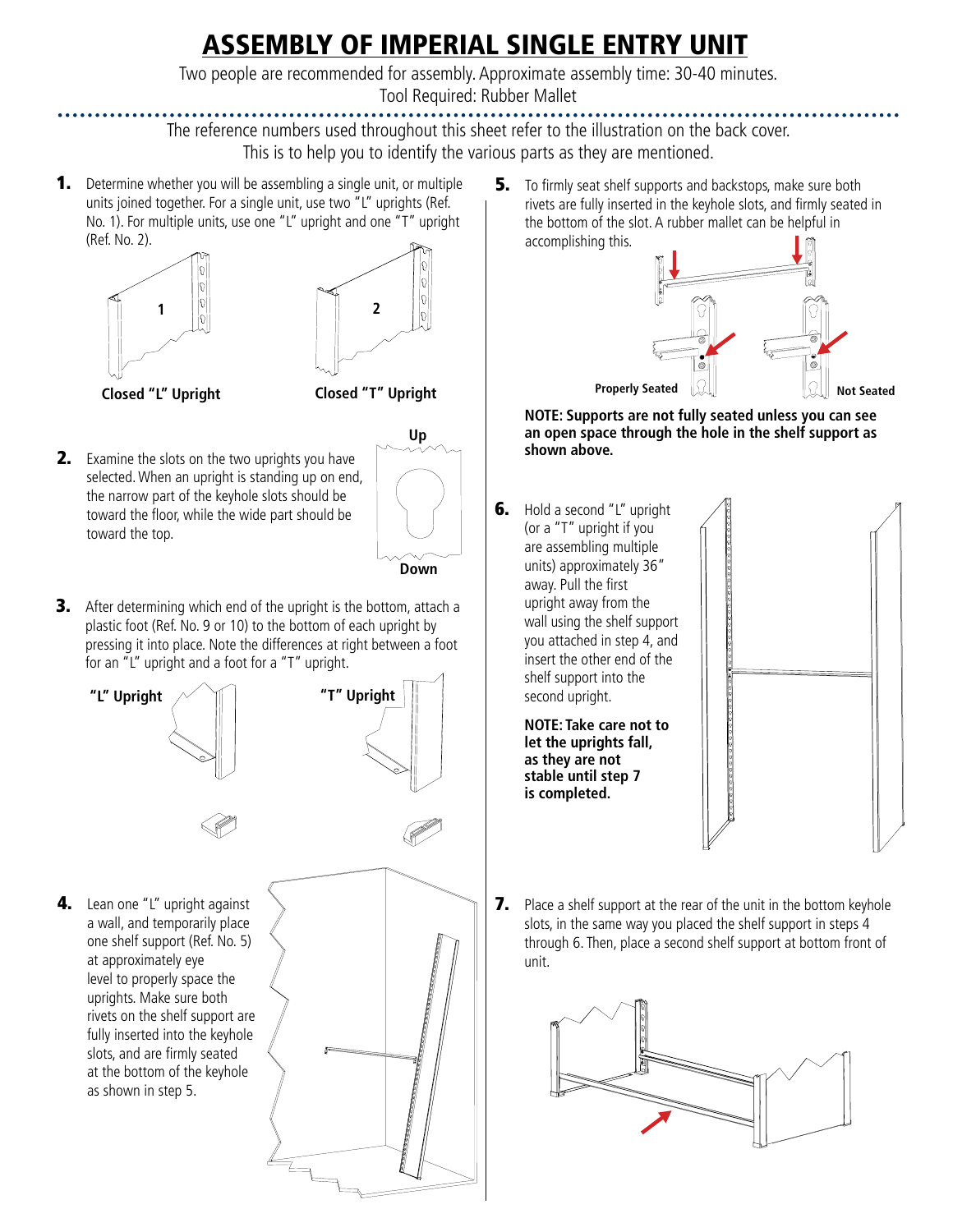# ASSEMBLY OF IMPERIAL SINGLE ENTRY UNIT

Two people are recommended for assembly. Approximate assembly time: 30-40 minutes.
Tool Required: Rubber Mallet

The reference numbers used throughout this sheet refer to the illustration on the back cover.
This is to help you to identify the various parts as they are mentioned.

**1.** Determine whether you will be assembling a single unit, or multiple units joined together. For a single unit, use two "L" uprights (Ref. No. 1). For multiple units, use one "L" upright and one "T" upright (Ref. No. 2).

**Closed "L" Upright** **Closed "T" Upright**

**2.** Examine the slots on the two uprights you have selected. When an upright is standing up on end, the narrow part of the keyhole slots should be toward the floor, while the wide part should be toward the top.

**Up**

**Down**

**3.** After determining which end of the upright is the bottom, attach a plastic foot (Ref. No. 9 or 10) to the bottom of each upright by pressing it into place. Note the differences at right between a foot for an "L" upright and a foot for a "T" upright.

**"L" Upright** **"T" Upright**

**4.** Lean one "L" upright against a wall, and temporarily place one shelf support (Ref. No. 5) at approximately eye level to properly space the uprights. Make sure both rivets on the shelf support are fully inserted into the keyhole slots, and are firmly seated at the bottom of the keyhole as shown in step 5.

**5.** To firmly seat shelf supports and backstops, make sure both rivets are fully inserted in the keyhole slots, and firmly seated in the bottom of the slot. A rubber mallet can be helpful in accomplishing this.

**Properly Seated** **Not Seated**

**NOTE: Supports are not fully seated unless you can see an open space through the hole in the shelf support as shown above.**

**6.** Hold a second "L" upright (or a "T" upright if you are assembling multiple units) approximately 36" away. Pull the first upright away from the wall using the shelf support you attached in step 4, and insert the other end of the shelf support into the second upright.

**NOTE: Take care not to let the uprights fall, as they are not stable until step 7 is completed.**

**7.** Place a shelf support at the rear of the unit in the bottom keyhole slots, in the same way you placed the shelf support in steps 4 through 6. Then, place a second shelf support at bottom front of unit.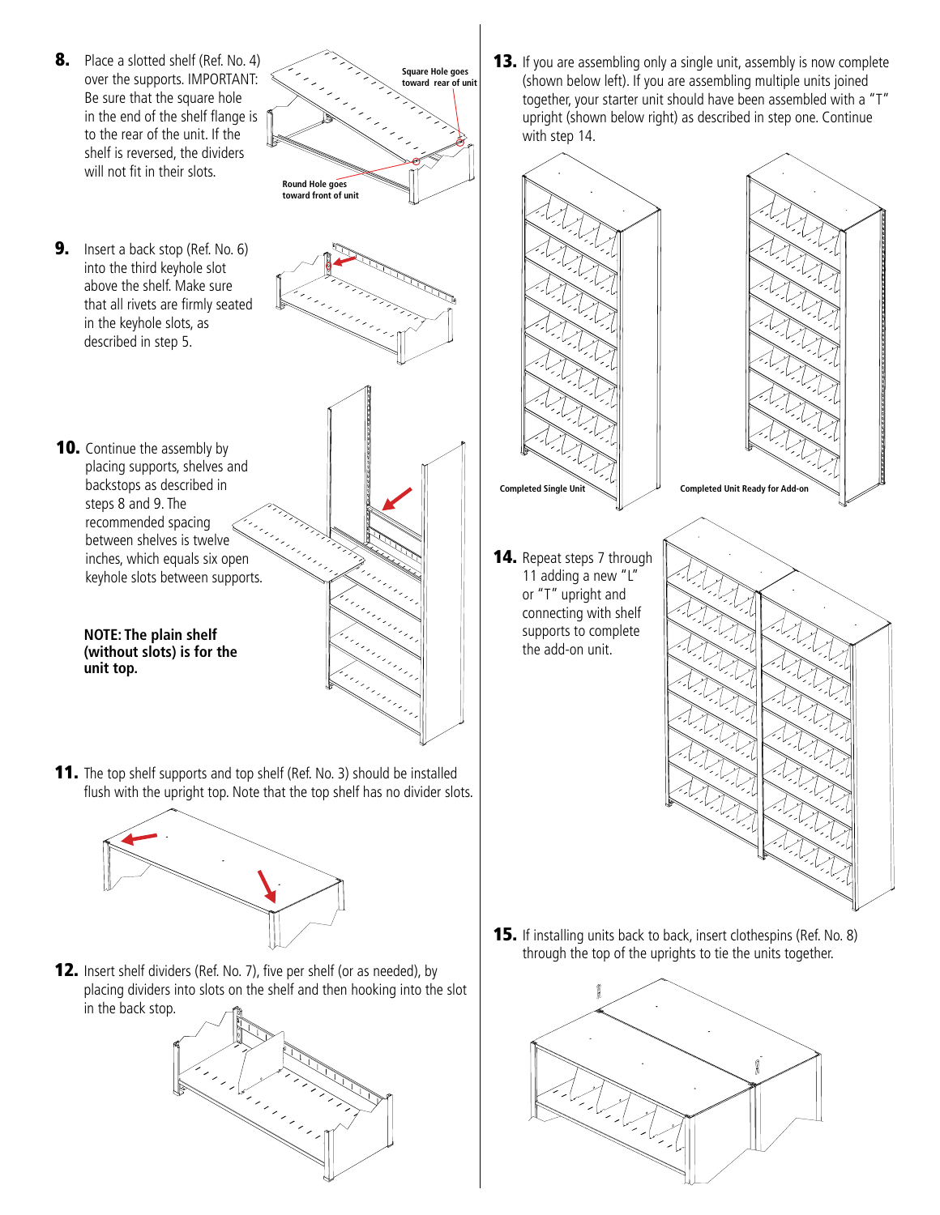**8.** Place a slotted shelf (Ref. No. 4) over the supports. IMPORTANT: Be sure that the square hole in the end of the shelf flange is to the rear of the unit. If the shelf is reversed, the dividers will not fit in their slots.

Square Hole goes toward rear of unit

Round Hole goes toward front of unit

**9.** Insert a back stop (Ref. No. 6) into the third keyhole slot above the shelf. Make sure that all rivets are firmly seated in the keyhole slots, as described in step 5.

**10.** Continue the assembly by placing supports, shelves and backstops as described in steps 8 and 9. The recommended spacing between shelves is twelve inches, which equals six open keyhole slots between supports.

**NOTE: The plain shelf (without slots) is for the unit top.**

**11.** The top shelf supports and top shelf (Ref. No. 3) should be installed flush with the upright top. Note that the top shelf has no divider slots.

**12.** Insert shelf dividers (Ref. No. 7), five per shelf (or as needed), by placing dividers into slots on the shelf and then hooking into the slot in the back stop.

**13.** If you are assembling only a single unit, assembly is now complete (shown below left). If you are assembling multiple units joined together, your starter unit should have been assembled with a "T" upright (shown below right) as described in step one. Continue with step 14.

Completed Single Unit

Completed Unit Ready for Add-on

**14.** Repeat steps 7 through 11 adding a new "L" or "T" upright and connecting with shelf supports to complete the add-on unit.

**15.** If installing units back to back, insert clothespins (Ref. No. 8) through the top of the uprights to tie the units together.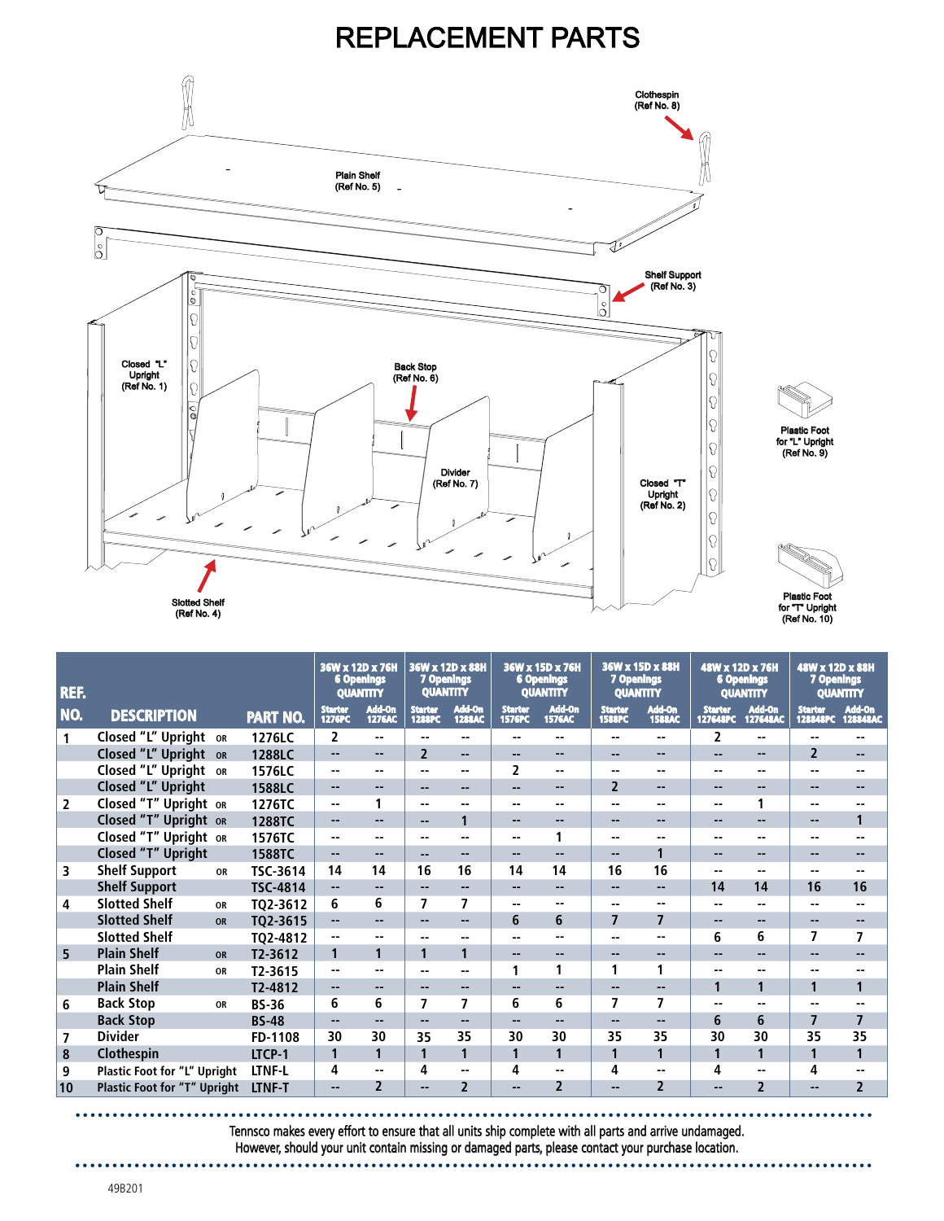# REPLACEMENT PARTS

Clothespin (Ref No. 8)

Plain Shelf (Ref No. 5)

Shelf Support (Ref No. 3)

Closed "L" Upright (Ref No. 1)

Back Stop (Ref No. 6)

Divider (Ref No. 7)

Closed "T" Upright (Ref No. 2)

Plastic Foot for "L" Upright (Ref No. 9)

Plastic Foot for "T" Upright (Ref No. 10)

Slotted Shelf (Ref No. 4)

| REF. NO. | DESCRIPTION | | PART NO. | 36W x 12D x 76H 6 Openings QUANTITY | | 36W x 12D x 88H 7 Openings QUANTITY | | 36W x 15D x 76H 6 Openings QUANTITY | | 36W x 15D x 88H 7 Openings QUANTITY | | 48W x 12D x 76H 6 Openings QUANTITY | | 48W x 12D x 88H 7 Openings QUANTITY | |
|---|---|---|---|---|---|---|---|---|---|---|---|---|---|---|---|
| | | | | Starter 1276PC | Add-On 1276AC | Starter 1288PC | Add-On 1288AC | Starter 1576PC | Add-On 1576AC | Starter 1588PC | Add-On 1588AC | Starter 127648PC | Add-On 127648AC | Starter 128848PC | Add-On 128848AC |
| 1 | Closed "L" Upright | OR | 1276LC | 2 | -- | -- | -- | -- | -- | -- | -- | 2 | -- | -- | -- |
| | Closed "L" Upright | OR | 1288LC | -- | -- | 2 | -- | -- | -- | -- | -- | -- | -- | 2 | -- |
| | Closed "L" Upright | OR | 1576LC | -- | -- | -- | -- | 2 | -- | -- | -- | -- | -- | -- | -- |
| | Closed "L" Upright | | 1588LC | -- | -- | -- | -- | -- | -- | 2 | -- | -- | -- | -- | -- |
| 2 | Closed "T" Upright | OR | 1276TC | -- | 1 | -- | -- | -- | -- | -- | -- | -- | 1 | -- | -- |
| | Closed "T" Upright | OR | 1288TC | -- | -- | -- | 1 | -- | -- | -- | -- | -- | -- | -- | 1 |
| | Closed "T" Upright | OR | 1576TC | -- | -- | -- | -- | -- | 1 | -- | -- | -- | -- | -- | -- |
| | Closed "T" Upright | | 1588TC | -- | -- | -- | -- | -- | -- | -- | 1 | -- | -- | -- | -- |
| 3 | Shelf Support | OR | TSC-3614 | 14 | 14 | 16 | 16 | 14 | 14 | 16 | 16 | -- | -- | -- | -- |
| | Shelf Support | | TSC-4814 | -- | -- | -- | -- | -- | -- | -- | -- | 14 | 14 | 16 | 16 |
| 4 | Slotted Shelf | OR | TQ2-3612 | 6 | 6 | 7 | 7 | -- | -- | -- | -- | -- | -- | -- | -- |
| | Slotted Shelf | OR | TQ2-3615 | -- | -- | -- | -- | 6 | 6 | 7 | 7 | -- | -- | -- | -- |
| | Slotted Shelf | | TQ2-4812 | -- | -- | -- | -- | -- | -- | -- | -- | 6 | 6 | 7 | 7 |
| 5 | Plain Shelf | OR | T2-3612 | 1 | 1 | 1 | 1 | -- | -- | -- | -- | -- | -- | -- | -- |
| | Plain Shelf | OR | T2-3615 | -- | -- | -- | -- | 1 | 1 | 1 | 1 | -- | -- | -- | -- |
| | Plain Shelf | | T2-4812 | -- | -- | -- | -- | -- | -- | -- | -- | 1 | 1 | 1 | 1 |
| 6 | Back Stop | OR | BS-36 | 6 | 6 | 7 | 7 | 6 | 6 | 7 | 7 | -- | -- | -- | -- |
| | Back Stop | | BS-48 | -- | -- | -- | -- | -- | -- | -- | -- | 6 | 6 | 7 | 7 |
| 7 | Divider | | FD-1108 | 30 | 30 | 35 | 35 | 30 | 30 | 35 | 35 | 30 | 30 | 35 | 35 |
| 8 | Clothespin | | LTCP-1 | 1 | 1 | 1 | 1 | 1 | 1 | 1 | 1 | 1 | 1 | 1 | 1 |
| 9 | Plastic Foot for "L" Upright | | LTNF-L | 4 | -- | 4 | -- | 4 | -- | 4 | -- | 4 | -- | 4 | -- |
| 10 | Plastic Foot for "T" Upright | | LTNF-T | -- | 2 | -- | 2 | -- | 2 | -- | 2 | -- | 2 | -- | 2 |

Tennsco makes every effort to ensure that all units ship complete with all parts and arrive undamaged.
However, should your unit contain missing or damaged parts, please contact your purchase location.

49B201